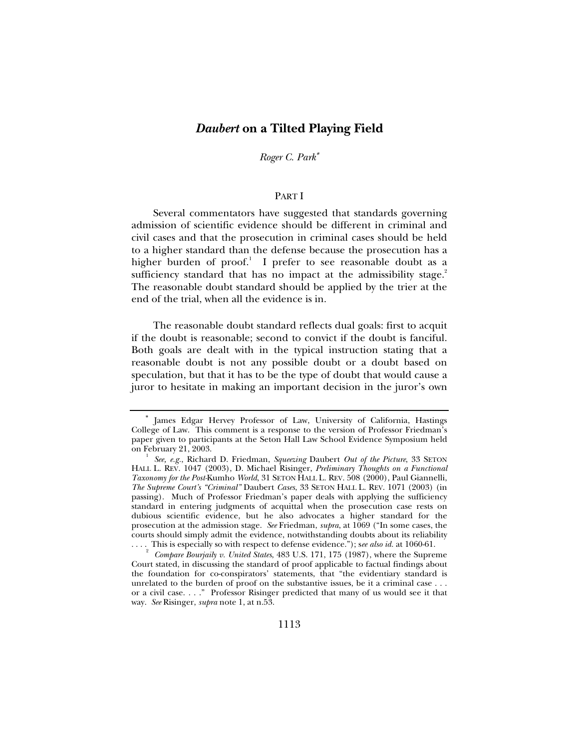# *Daubert* on a Tilted Playing Field

*Roger C. Park*[*]

## PART I

Several commentators have suggested that standards governing admission of scientific evidence should be different in criminal and civil cases and that the prosecution in criminal cases should be held to a higher standard than the defense because the prosecution has a higher burden of proof.[1] I prefer to see reasonable doubt as a sufficiency standard that has no impact at the admissibility stage.[2] The reasonable doubt standard should be applied by the trier at the end of the trial, when all the evidence is in.

The reasonable doubt standard reflects dual goals: first to acquit if the doubt is reasonable; second to convict if the doubt is fanciful. Both goals are dealt with in the typical instruction stating that a reasonable doubt is not any possible doubt or a doubt based on speculation, but that it has to be the type of doubt that would cause a juror to hesitate in making an important decision in the juror's own

---

[*] James Edgar Hervey Professor of Law, University of California, Hastings College of Law. This comment is a response to the version of Professor Friedman's paper given to participants at the Seton Hall Law School Evidence Symposium held on February 21, 2003.

[1] *See, e.g.*, Richard D. Friedman, *Squeezing* Daubert *Out of the Picture*, 33 SETON HALL L. REV. 1047 (2003), D. Michael Risinger, *Preliminary Thoughts on a Functional Taxonomy for the Post-*Kumho *World*, 31 SETON HALL L. REV. 508 (2000), Paul Giannelli, *The Supreme Court's "Criminal"* Daubert *Cases*, 33 SETON HALL L. REV. 1071 (2003) (in passing). Much of Professor Friedman's paper deals with applying the sufficiency standard in entering judgments of acquittal when the prosecution case rests on dubious scientific evidence, but he also advocates a higher standard for the prosecution at the admission stage. *See* Friedman, *supra*, at 1069 ("In some cases, the courts should simply admit the evidence, notwithstanding doubts about its reliability . . . . This is especially so with respect to defense evidence."); *see also id.* at 1060-61.

[2] *Compare Bourjaily v. United States*, 483 U.S. 171, 175 (1987), where the Supreme Court stated, in discussing the standard of proof applicable to factual findings about the foundation for co-conspirators' statements, that "the evidentiary standard is unrelated to the burden of proof on the substantive issues, be it a criminal case . . . or a civil case. . . ." Professor Risinger predicted that many of us would see it that way. *See* Risinger, *supra* note 1, at n.53.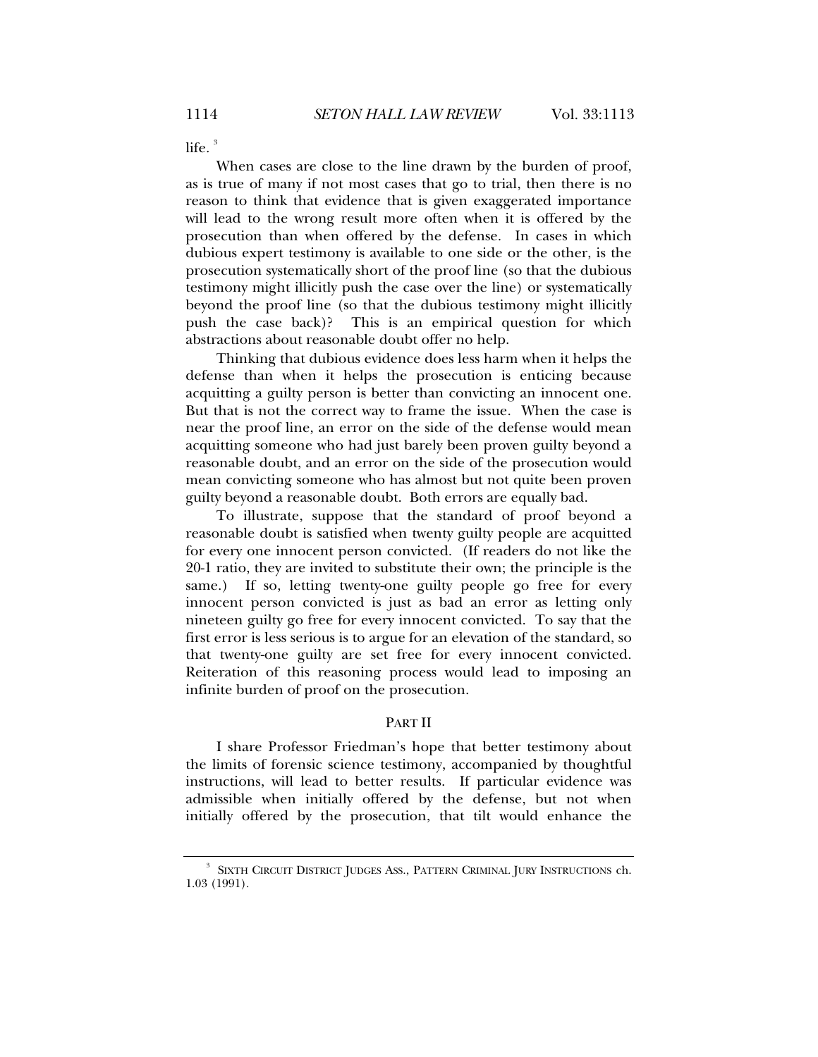life.[3]

When cases are close to the line drawn by the burden of proof, as is true of many if not most cases that go to trial, then there is no reason to think that evidence that is given exaggerated importance will lead to the wrong result more often when it is offered by the prosecution than when offered by the defense. In cases in which dubious expert testimony is available to one side or the other, is the prosecution systematically short of the proof line (so that the dubious testimony might illicitly push the case over the line) or systematically beyond the proof line (so that the dubious testimony might illicitly push the case back)? This is an empirical question for which abstractions about reasonable doubt offer no help.

Thinking that dubious evidence does less harm when it helps the defense than when it helps the prosecution is enticing because acquitting a guilty person is better than convicting an innocent one. But that is not the correct way to frame the issue. When the case is near the proof line, an error on the side of the defense would mean acquitting someone who had just barely been proven guilty beyond a reasonable doubt, and an error on the side of the prosecution would mean convicting someone who has almost but not quite been proven guilty beyond a reasonable doubt. Both errors are equally bad.

To illustrate, suppose that the standard of proof beyond a reasonable doubt is satisfied when twenty guilty people are acquitted for every one innocent person convicted. (If readers do not like the 20-1 ratio, they are invited to substitute their own; the principle is the same.) If so, letting twenty-one guilty people go free for every innocent person convicted is just as bad an error as letting only nineteen guilty go free for every innocent convicted. To say that the first error is less serious is to argue for an elevation of the standard, so that twenty-one guilty are set free for every innocent convicted. Reiteration of this reasoning process would lead to imposing an infinite burden of proof on the prosecution.

## PART II

I share Professor Friedman's hope that better testimony about the limits of forensic science testimony, accompanied by thoughtful instructions, will lead to better results. If particular evidence was admissible when initially offered by the defense, but not when initially offered by the prosecution, that tilt would enhance the

---

[3] SIXTH CIRCUIT DISTRICT JUDGES ASS., PATTERN CRIMINAL JURY INSTRUCTIONS ch. 1.03 (1991).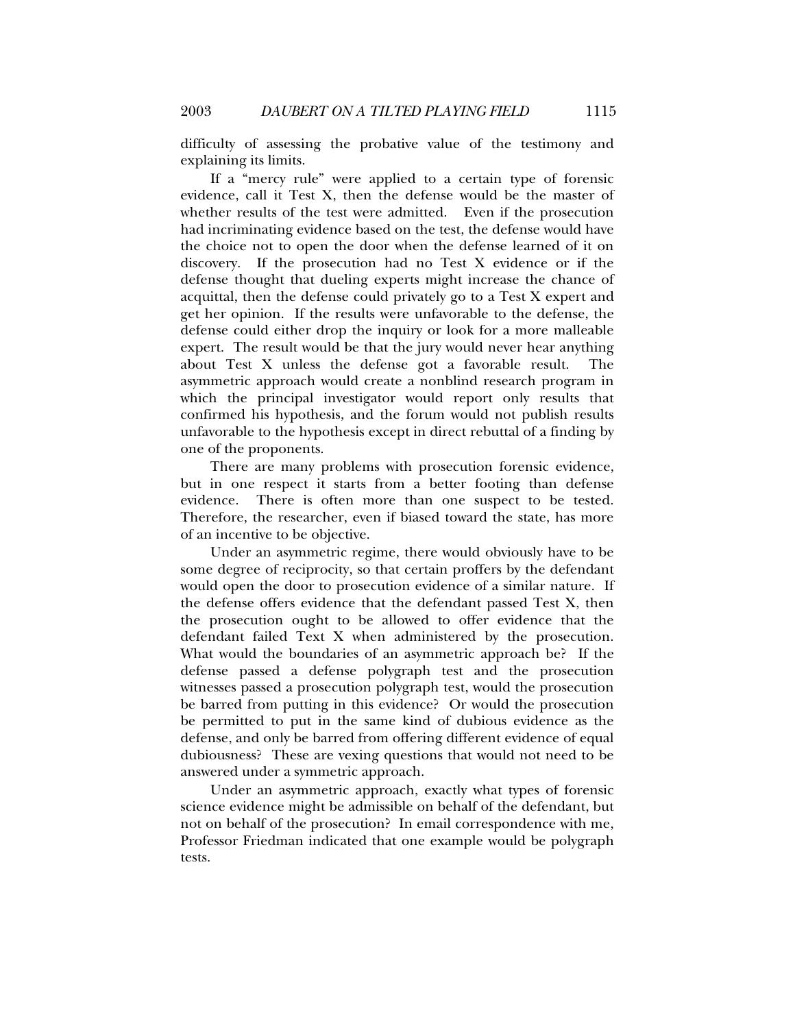difficulty of assessing the probative value of the testimony and explaining its limits.

If a "mercy rule" were applied to a certain type of forensic evidence, call it Test X, then the defense would be the master of whether results of the test were admitted. Even if the prosecution had incriminating evidence based on the test, the defense would have the choice not to open the door when the defense learned of it on discovery. If the prosecution had no Test X evidence or if the defense thought that dueling experts might increase the chance of acquittal, then the defense could privately go to a Test X expert and get her opinion. If the results were unfavorable to the defense, the defense could either drop the inquiry or look for a more malleable expert. The result would be that the jury would never hear anything about Test X unless the defense got a favorable result. The asymmetric approach would create a nonblind research program in which the principal investigator would report only results that confirmed his hypothesis, and the forum would not publish results unfavorable to the hypothesis except in direct rebuttal of a finding by one of the proponents.

There are many problems with prosecution forensic evidence, but in one respect it starts from a better footing than defense evidence. There is often more than one suspect to be tested. Therefore, the researcher, even if biased toward the state, has more of an incentive to be objective.

Under an asymmetric regime, there would obviously have to be some degree of reciprocity, so that certain proffers by the defendant would open the door to prosecution evidence of a similar nature. If the defense offers evidence that the defendant passed Test X, then the prosecution ought to be allowed to offer evidence that the defendant failed Text X when administered by the prosecution. What would the boundaries of an asymmetric approach be? If the defense passed a defense polygraph test and the prosecution witnesses passed a prosecution polygraph test, would the prosecution be barred from putting in this evidence? Or would the prosecution be permitted to put in the same kind of dubious evidence as the defense, and only be barred from offering different evidence of equal dubiousness? These are vexing questions that would not need to be answered under a symmetric approach.

Under an asymmetric approach, exactly what types of forensic science evidence might be admissible on behalf of the defendant, but not on behalf of the prosecution? In email correspondence with me, Professor Friedman indicated that one example would be polygraph tests.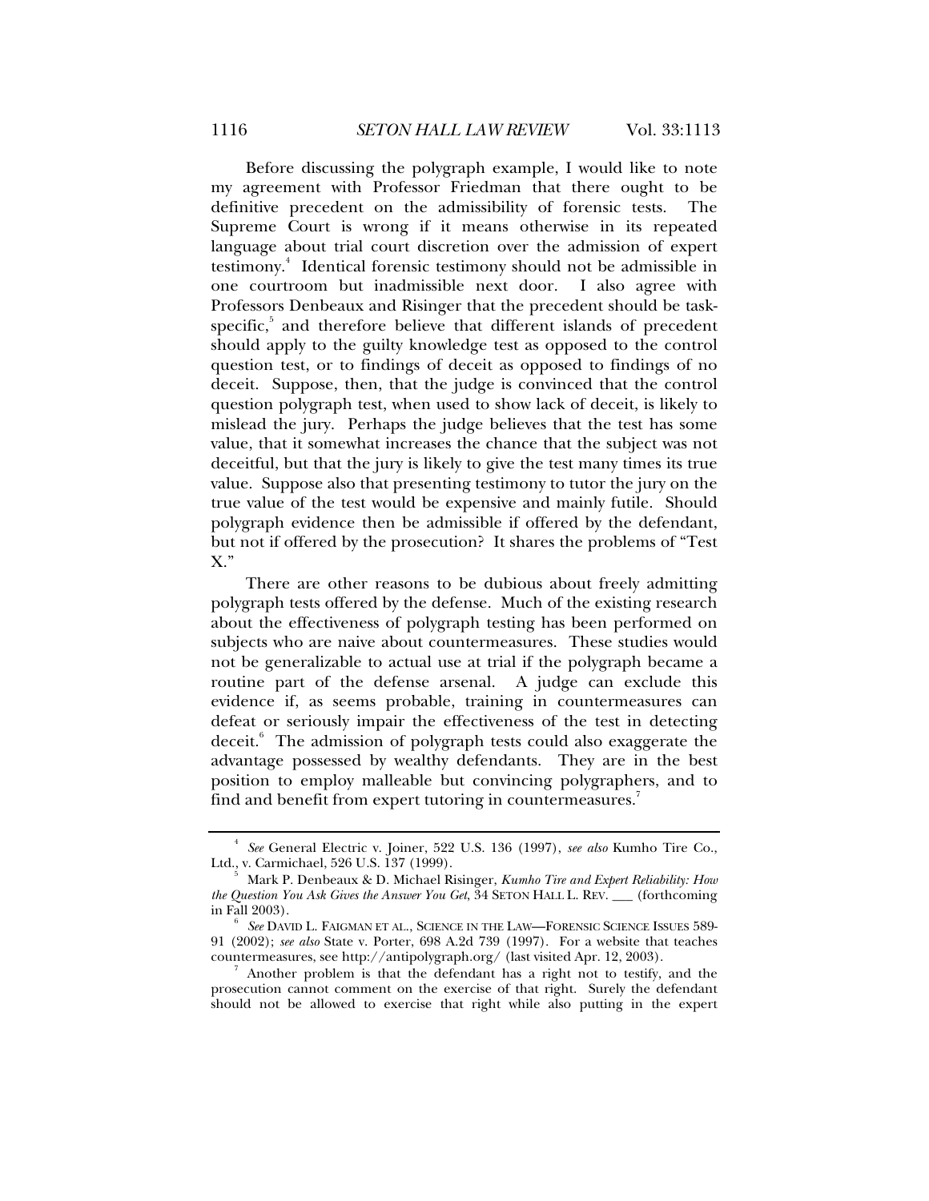Before discussing the polygraph example, I would like to note my agreement with Professor Friedman that there ought to be definitive precedent on the admissibility of forensic tests. The Supreme Court is wrong if it means otherwise in its repeated language about trial court discretion over the admission of expert testimony.[4] Identical forensic testimony should not be admissible in one courtroom but inadmissible next door. I also agree with Professors Denbeaux and Risinger that the precedent should be task-specific,[5] and therefore believe that different islands of precedent should apply to the guilty knowledge test as opposed to the control question test, or to findings of deceit as opposed to findings of no deceit. Suppose, then, that the judge is convinced that the control question polygraph test, when used to show lack of deceit, is likely to mislead the jury. Perhaps the judge believes that the test has some value, that it somewhat increases the chance that the subject was not deceitful, but that the jury is likely to give the test many times its true value. Suppose also that presenting testimony to tutor the jury on the true value of the test would be expensive and mainly futile. Should polygraph evidence then be admissible if offered by the defendant, but not if offered by the prosecution? It shares the problems of "Test X."

There are other reasons to be dubious about freely admitting polygraph tests offered by the defense. Much of the existing research about the effectiveness of polygraph testing has been performed on subjects who are naive about countermeasures. These studies would not be generalizable to actual use at trial if the polygraph became a routine part of the defense arsenal. A judge can exclude this evidence if, as seems probable, training in countermeasures can defeat or seriously impair the effectiveness of the test in detecting deceit.[6] The admission of polygraph tests could also exaggerate the advantage possessed by wealthy defendants. They are in the best position to employ malleable but convincing polygraphers, and to find and benefit from expert tutoring in countermeasures.[7]

---

[4] *See* General Electric v. Joiner, 522 U.S. 136 (1997), *see also* Kumho Tire Co., Ltd., v. Carmichael, 526 U.S. 137 (1999).

[5] Mark P. Denbeaux & D. Michael Risinger, *Kumho Tire and Expert Reliability: How the Question You Ask Gives the Answer You Get*, 34 SETON HALL L. REV. ___ (forthcoming in Fall 2003).

[6] *See* DAVID L. FAIGMAN ET AL., SCIENCE IN THE LAW—FORENSIC SCIENCE ISSUES 589-91 (2002); *see also* State v. Porter, 698 A.2d 739 (1997). For a website that teaches countermeasures, see http://antipolygraph.org/ (last visited Apr. 12, 2003).

[7] Another problem is that the defendant has a right not to testify, and the prosecution cannot comment on the exercise of that right. Surely the defendant should not be allowed to exercise that right while also putting in the expert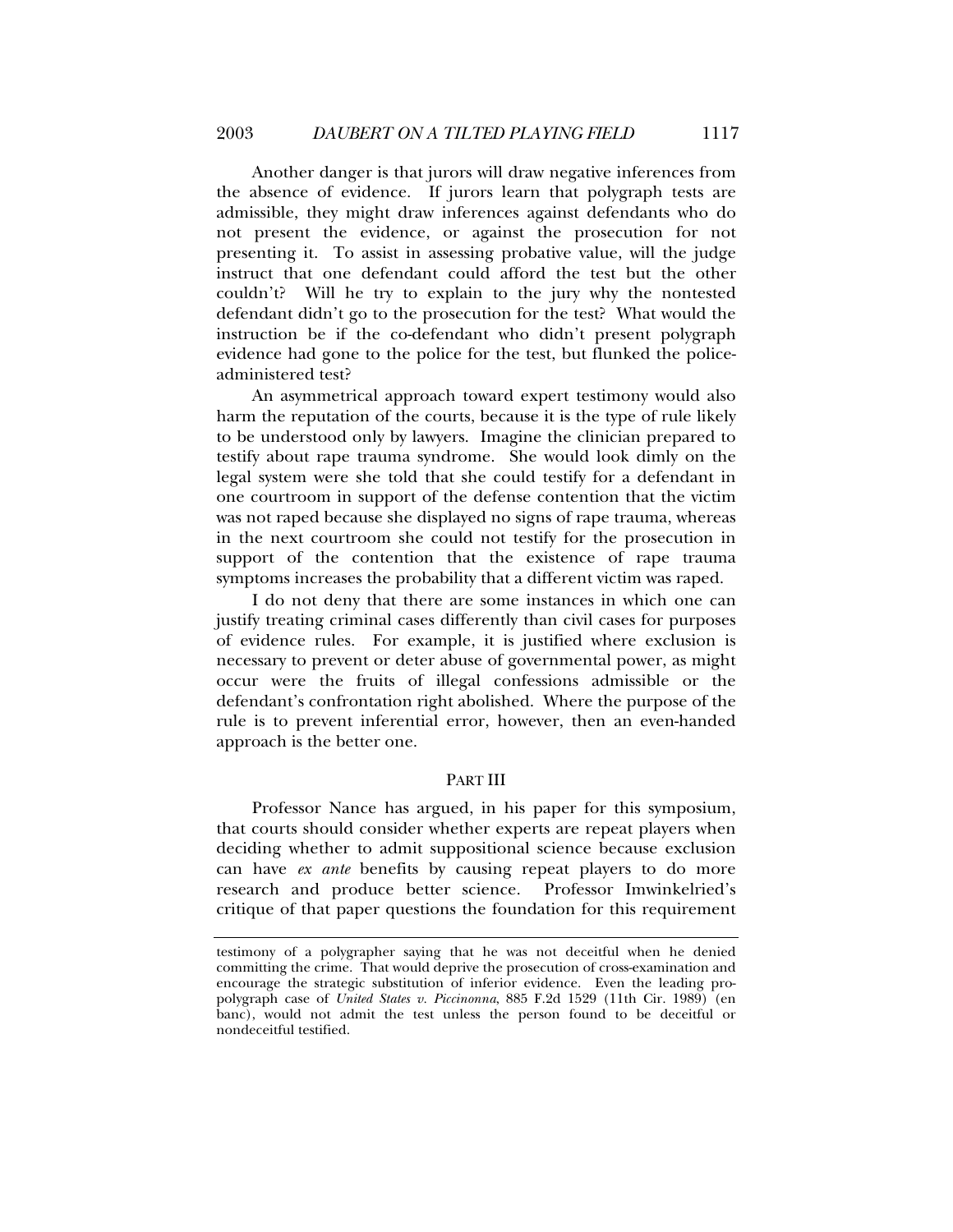Another danger is that jurors will draw negative inferences from the absence of evidence. If jurors learn that polygraph tests are admissible, they might draw inferences against defendants who do not present the evidence, or against the prosecution for not presenting it. To assist in assessing probative value, will the judge instruct that one defendant could afford the test but the other couldn't? Will he try to explain to the jury why the nontested defendant didn't go to the prosecution for the test? What would the instruction be if the co-defendant who didn't present polygraph evidence had gone to the police for the test, but flunked the police-administered test?

An asymmetrical approach toward expert testimony would also harm the reputation of the courts, because it is the type of rule likely to be understood only by lawyers. Imagine the clinician prepared to testify about rape trauma syndrome. She would look dimly on the legal system were she told that she could testify for a defendant in one courtroom in support of the defense contention that the victim was not raped because she displayed no signs of rape trauma, whereas in the next courtroom she could not testify for the prosecution in support of the contention that the existence of rape trauma symptoms increases the probability that a different victim was raped.

I do not deny that there are some instances in which one can justify treating criminal cases differently than civil cases for purposes of evidence rules. For example, it is justified where exclusion is necessary to prevent or deter abuse of governmental power, as might occur were the fruits of illegal confessions admissible or the defendant's confrontation right abolished. Where the purpose of the rule is to prevent inferential error, however, then an even-handed approach is the better one.

## PART III

Professor Nance has argued, in his paper for this symposium, that courts should consider whether experts are repeat players when deciding whether to admit suppositional science because exclusion can have *ex ante* benefits by causing repeat players to do more research and produce better science. Professor Imwinkelried's critique of that paper questions the foundation for this requirement

---

testimony of a polygrapher saying that he was not deceitful when he denied committing the crime. That would deprive the prosecution of cross-examination and encourage the strategic substitution of inferior evidence. Even the leading pro-polygraph case of *United States v. Piccinonna*, 885 F.2d 1529 (11th Cir. 1989) (en banc), would not admit the test unless the person found to be deceitful or nondeceitful testified.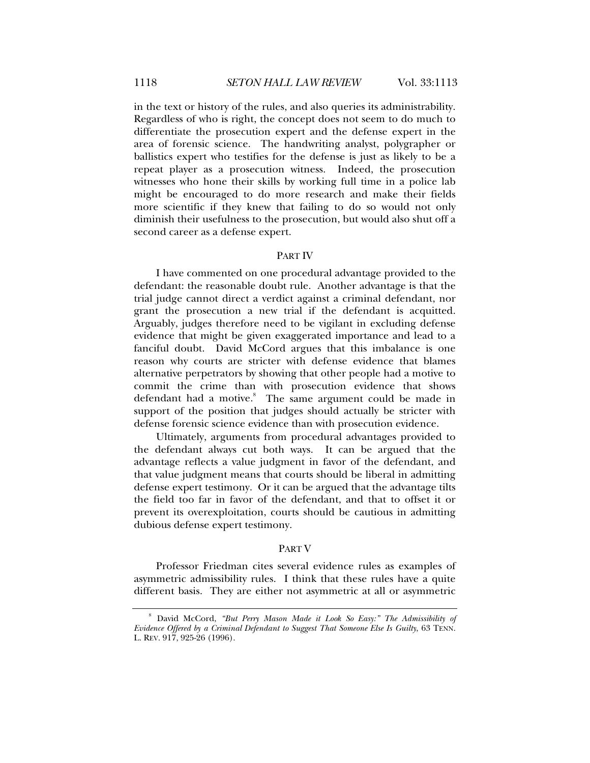in the text or history of the rules, and also queries its administrability. Regardless of who is right, the concept does not seem to do much to differentiate the prosecution expert and the defense expert in the area of forensic science. The handwriting analyst, polygrapher or ballistics expert who testifies for the defense is just as likely to be a repeat player as a prosecution witness. Indeed, the prosecution witnesses who hone their skills by working full time in a police lab might be encouraged to do more research and make their fields more scientific if they knew that failing to do so would not only diminish their usefulness to the prosecution, but would also shut off a second career as a defense expert.

## PART IV

I have commented on one procedural advantage provided to the defendant: the reasonable doubt rule. Another advantage is that the trial judge cannot direct a verdict against a criminal defendant, nor grant the prosecution a new trial if the defendant is acquitted. Arguably, judges therefore need to be vigilant in excluding defense evidence that might be given exaggerated importance and lead to a fanciful doubt. David McCord argues that this imbalance is one reason why courts are stricter with defense evidence that blames alternative perpetrators by showing that other people had a motive to commit the crime than with prosecution evidence that shows defendant had a motive.[8] The same argument could be made in support of the position that judges should actually be stricter with defense forensic science evidence than with prosecution evidence.

Ultimately, arguments from procedural advantages provided to the defendant always cut both ways. It can be argued that the advantage reflects a value judgment in favor of the defendant, and that value judgment means that courts should be liberal in admitting defense expert testimony. Or it can be argued that the advantage tilts the field too far in favor of the defendant, and that to offset it or prevent its overexploitation, courts should be cautious in admitting dubious defense expert testimony.

## PART V

Professor Friedman cites several evidence rules as examples of asymmetric admissibility rules. I think that these rules have a quite different basis. They are either not asymmetric at all or asymmetric

---

[8] David McCord, *"But Perry Mason Made it Look So Easy:" The Admissibility of Evidence Offered by a Criminal Defendant to Suggest That Someone Else Is Guilty*, 63 TENN. L. REV. 917, 925-26 (1996).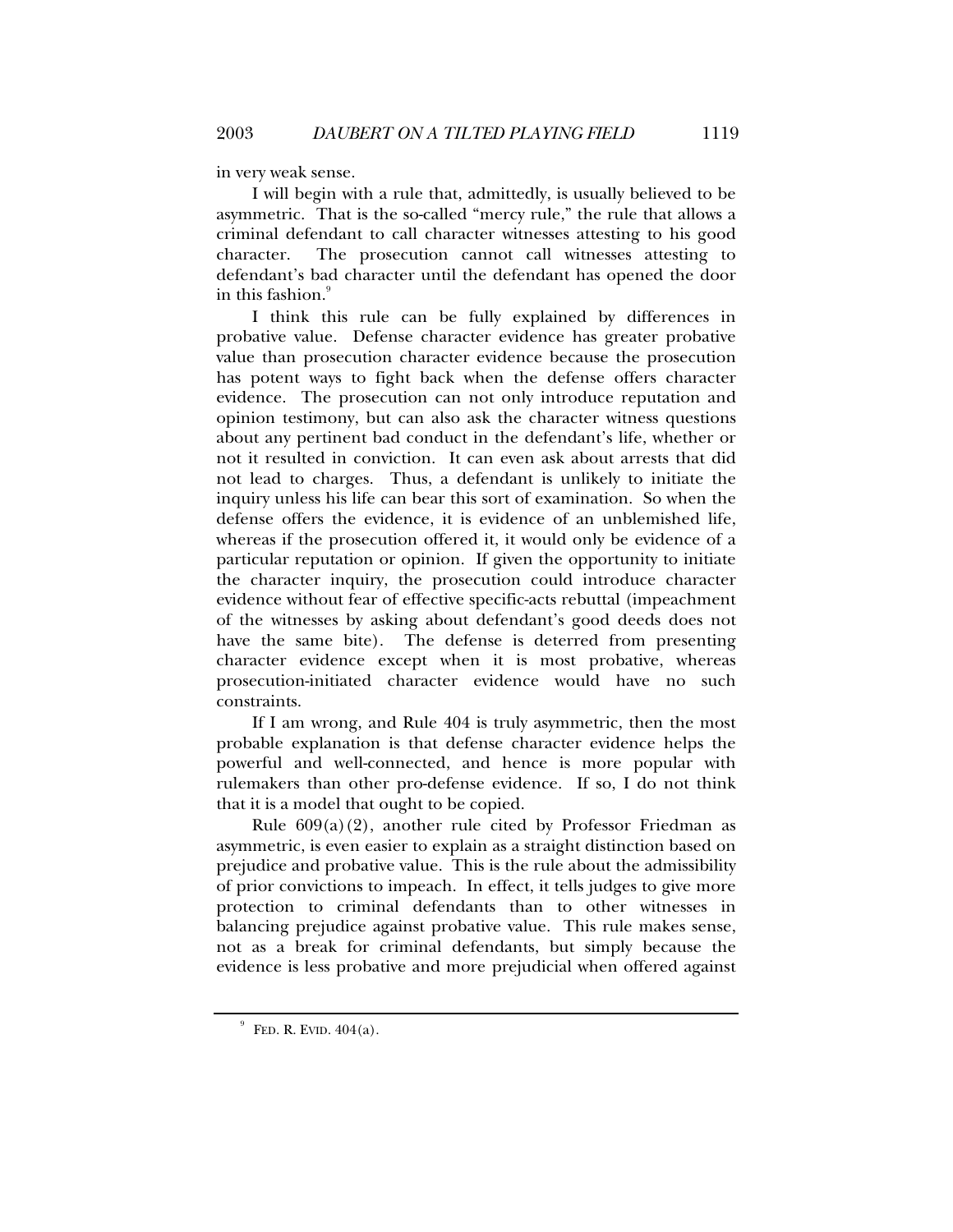in very weak sense.

I will begin with a rule that, admittedly, is usually believed to be asymmetric. That is the so-called "mercy rule," the rule that allows a criminal defendant to call character witnesses attesting to his good character. The prosecution cannot call witnesses attesting to defendant's bad character until the defendant has opened the door in this fashion.[9]

I think this rule can be fully explained by differences in probative value. Defense character evidence has greater probative value than prosecution character evidence because the prosecution has potent ways to fight back when the defense offers character evidence. The prosecution can not only introduce reputation and opinion testimony, but can also ask the character witness questions about any pertinent bad conduct in the defendant's life, whether or not it resulted in conviction. It can even ask about arrests that did not lead to charges. Thus, a defendant is unlikely to initiate the inquiry unless his life can bear this sort of examination. So when the defense offers the evidence, it is evidence of an unblemished life, whereas if the prosecution offered it, it would only be evidence of a particular reputation or opinion. If given the opportunity to initiate the character inquiry, the prosecution could introduce character evidence without fear of effective specific-acts rebuttal (impeachment of the witnesses by asking about defendant's good deeds does not have the same bite). The defense is deterred from presenting character evidence except when it is most probative, whereas prosecution-initiated character evidence would have no such constraints.

If I am wrong, and Rule 404 is truly asymmetric, then the most probable explanation is that defense character evidence helps the powerful and well-connected, and hence is more popular with rulemakers than other pro-defense evidence. If so, I do not think that it is a model that ought to be copied.

Rule 609(a)(2), another rule cited by Professor Friedman as asymmetric, is even easier to explain as a straight distinction based on prejudice and probative value. This is the rule about the admissibility of prior convictions to impeach. In effect, it tells judges to give more protection to criminal defendants than to other witnesses in balancing prejudice against probative value. This rule makes sense, not as a break for criminal defendants, but simply because the evidence is less probative and more prejudicial when offered against

---

[9] FED. R. EVID. 404(a).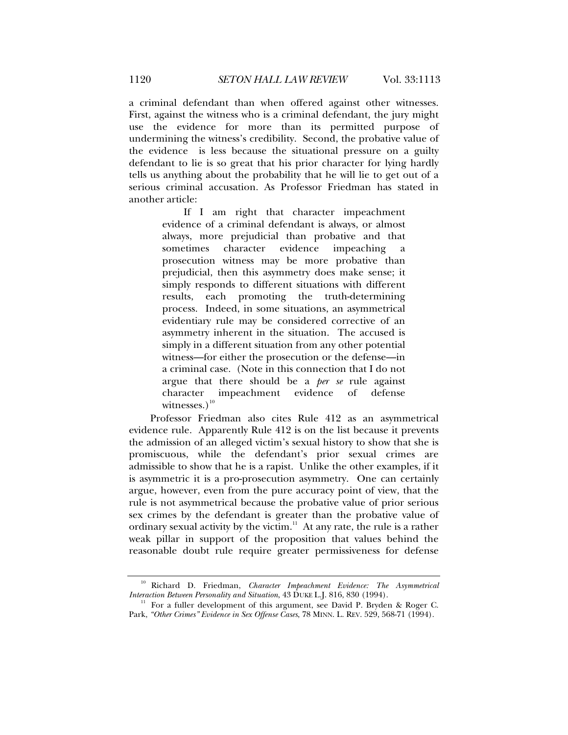a criminal defendant than when offered against other witnesses. First, against the witness who is a criminal defendant, the jury might use the evidence for more than its permitted purpose of undermining the witness's credibility. Second, the probative value of the evidence is less because the situational pressure on a guilty defendant to lie is so great that his prior character for lying hardly tells us anything about the probability that he will lie to get out of a serious criminal accusation. As Professor Friedman has stated in another article:

> If I am right that character impeachment evidence of a criminal defendant is always, or almost always, more prejudicial than probative and that sometimes character evidence impeaching a prosecution witness may be more probative than prejudicial, then this asymmetry does make sense; it simply responds to different situations with different results, each promoting the truth-determining process. Indeed, in some situations, an asymmetrical evidentiary rule may be considered corrective of an asymmetry inherent in the situation. The accused is simply in a different situation from any other potential witness—for either the prosecution or the defense—in a criminal case. (Note in this connection that I do not argue that there should be a *per se* rule against character impeachment evidence of defense witnesses.)[10]

Professor Friedman also cites Rule 412 as an asymmetrical evidence rule. Apparently Rule 412 is on the list because it prevents the admission of an alleged victim's sexual history to show that she is promiscuous, while the defendant's prior sexual crimes are admissible to show that he is a rapist. Unlike the other examples, if it is asymmetric it is a pro-prosecution asymmetry. One can certainly argue, however, even from the pure accuracy point of view, that the rule is not asymmetrical because the probative value of prior serious sex crimes by the defendant is greater than the probative value of ordinary sexual activity by the victim.[11] At any rate, the rule is a rather weak pillar in support of the proposition that values behind the reasonable doubt rule require greater permissiveness for defense

---

[10] Richard D. Friedman, *Character Impeachment Evidence: The Asymmetrical Interaction Between Personality and Situation*, 43 DUKE L.J. 816, 830 (1994).

[11] For a fuller development of this argument, see David P. Bryden & Roger C. Park, *"Other Crimes" Evidence in Sex Offense Cases*, 78 MINN. L. REV. 529, 568-71 (1994).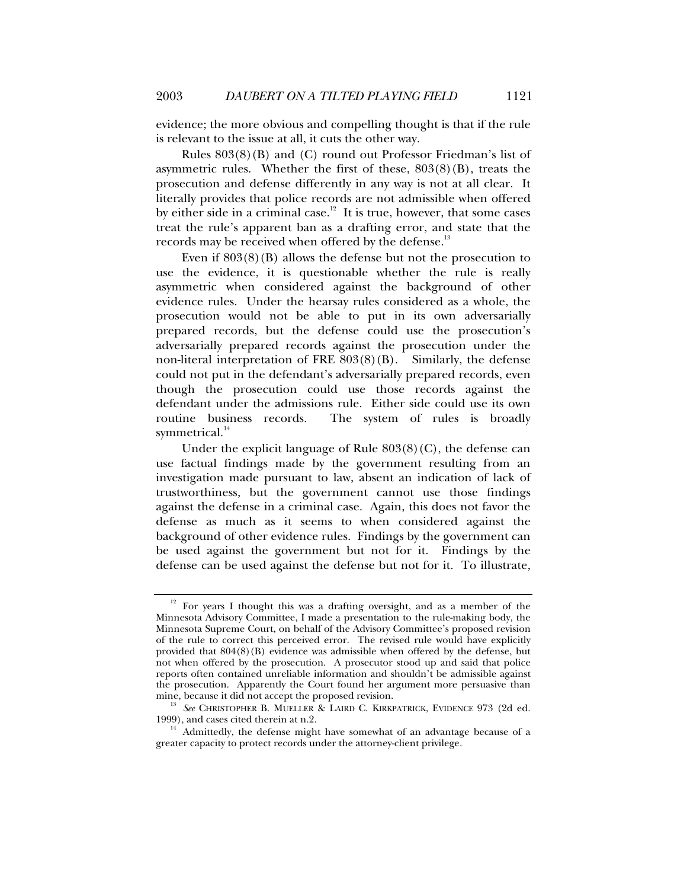evidence; the more obvious and compelling thought is that if the rule is relevant to the issue at all, it cuts the other way.

Rules 803(8)(B) and (C) round out Professor Friedman's list of asymmetric rules. Whether the first of these, 803(8)(B), treats the prosecution and defense differently in any way is not at all clear. It literally provides that police records are not admissible when offered by either side in a criminal case.[12] It is true, however, that some cases treat the rule's apparent ban as a drafting error, and state that the records may be received when offered by the defense.[13]

Even if 803(8)(B) allows the defense but not the prosecution to use the evidence, it is questionable whether the rule is really asymmetric when considered against the background of other evidence rules. Under the hearsay rules considered as a whole, the prosecution would not be able to put in its own adversarially prepared records, but the defense could use the prosecution's adversarially prepared records against the prosecution under the non-literal interpretation of FRE 803(8)(B). Similarly, the defense could not put in the defendant's adversarially prepared records, even though the prosecution could use those records against the defendant under the admissions rule. Either side could use its own routine business records. The system of rules is broadly symmetrical.[14]

Under the explicit language of Rule 803(8)(C), the defense can use factual findings made by the government resulting from an investigation made pursuant to law, absent an indication of lack of trustworthiness, but the government cannot use those findings against the defense in a criminal case. Again, this does not favor the defense as much as it seems to when considered against the background of other evidence rules. Findings by the government can be used against the government but not for it. Findings by the defense can be used against the defense but not for it. To illustrate,

---

[12] For years I thought this was a drafting oversight, and as a member of the Minnesota Advisory Committee, I made a presentation to the rule-making body, the Minnesota Supreme Court, on behalf of the Advisory Committee's proposed revision of the rule to correct this perceived error. The revised rule would have explicitly provided that 804(8)(B) evidence was admissible when offered by the defense, but not when offered by the prosecution. A prosecutor stood up and said that police reports often contained unreliable information and shouldn't be admissible against the prosecution. Apparently the Court found her argument more persuasive than mine, because it did not accept the proposed revision.

[13] *See* CHRISTOPHER B. MUELLER & LAIRD C. KIRKPATRICK, EVIDENCE 973 (2d ed. 1999), and cases cited therein at n.2.

[14] Admittedly, the defense might have somewhat of an advantage because of a greater capacity to protect records under the attorney-client privilege.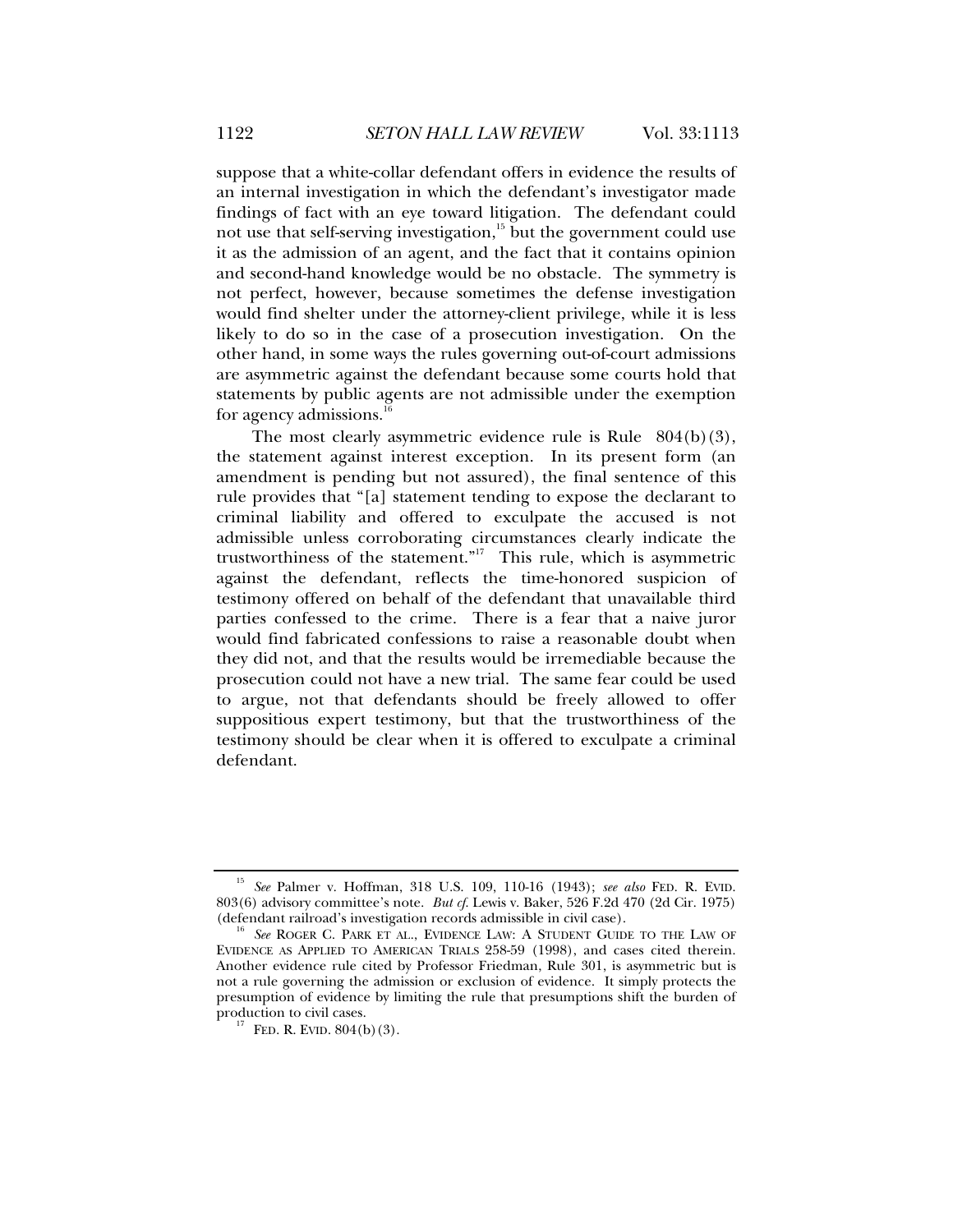suppose that a white-collar defendant offers in evidence the results of an internal investigation in which the defendant's investigator made findings of fact with an eye toward litigation. The defendant could not use that self-serving investigation,[15] but the government could use it as the admission of an agent, and the fact that it contains opinion and second-hand knowledge would be no obstacle. The symmetry is not perfect, however, because sometimes the defense investigation would find shelter under the attorney-client privilege, while it is less likely to do so in the case of a prosecution investigation. On the other hand, in some ways the rules governing out-of-court admissions are asymmetric against the defendant because some courts hold that statements by public agents are not admissible under the exemption for agency admissions.[16]

The most clearly asymmetric evidence rule is Rule 804(b)(3), the statement against interest exception. In its present form (an amendment is pending but not assured), the final sentence of this rule provides that "[a] statement tending to expose the declarant to criminal liability and offered to exculpate the accused is not admissible unless corroborating circumstances clearly indicate the trustworthiness of the statement."[17] This rule, which is asymmetric against the defendant, reflects the time-honored suspicion of testimony offered on behalf of the defendant that unavailable third parties confessed to the crime. There is a fear that a naive juror would find fabricated confessions to raise a reasonable doubt when they did not, and that the results would be irremediable because the prosecution could not have a new trial. The same fear could be used to argue, not that defendants should be freely allowed to offer suppositious expert testimony, but that the trustworthiness of the testimony should be clear when it is offered to exculpate a criminal defendant.

---

[15] *See* Palmer v. Hoffman, 318 U.S. 109, 110-16 (1943); *see also* FED. R. EVID. 803(6) advisory committee's note. *But cf.* Lewis v. Baker, 526 F.2d 470 (2d Cir. 1975) (defendant railroad's investigation records admissible in civil case).

[16] *See* ROGER C. PARK ET AL., EVIDENCE LAW: A STUDENT GUIDE TO THE LAW OF EVIDENCE AS APPLIED TO AMERICAN TRIALS 258-59 (1998), and cases cited therein. Another evidence rule cited by Professor Friedman, Rule 301, is asymmetric but is not a rule governing the admission or exclusion of evidence. It simply protects the presumption of evidence by limiting the rule that presumptions shift the burden of production to civil cases.

[17] FED. R. EVID. 804(b)(3).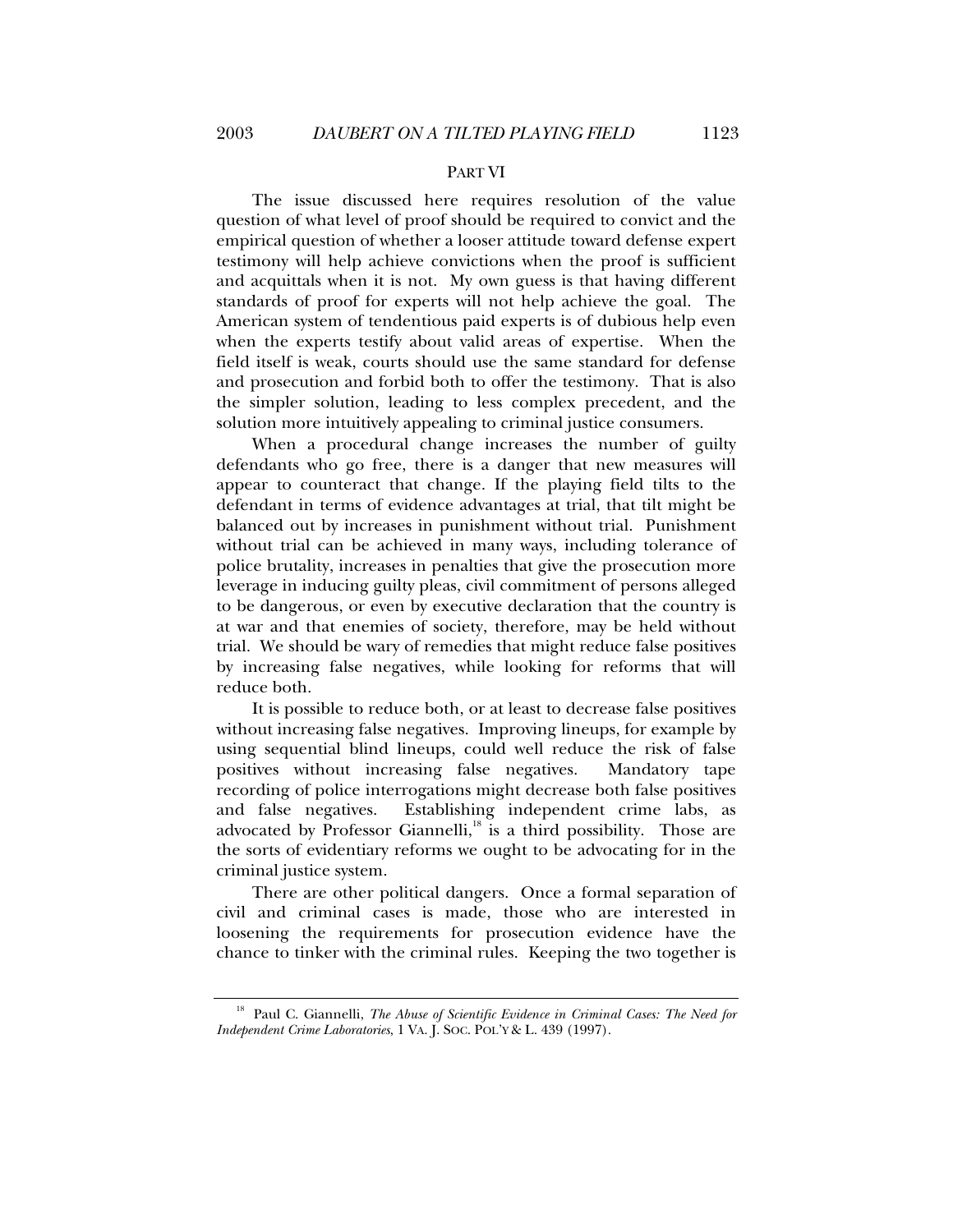## PART VI

The issue discussed here requires resolution of the value question of what level of proof should be required to convict and the empirical question of whether a looser attitude toward defense expert testimony will help achieve convictions when the proof is sufficient and acquittals when it is not. My own guess is that having different standards of proof for experts will not help achieve the goal. The American system of tendentious paid experts is of dubious help even when the experts testify about valid areas of expertise. When the field itself is weak, courts should use the same standard for defense and prosecution and forbid both to offer the testimony. That is also the simpler solution, leading to less complex precedent, and the solution more intuitively appealing to criminal justice consumers.

When a procedural change increases the number of guilty defendants who go free, there is a danger that new measures will appear to counteract that change. If the playing field tilts to the defendant in terms of evidence advantages at trial, that tilt might be balanced out by increases in punishment without trial. Punishment without trial can be achieved in many ways, including tolerance of police brutality, increases in penalties that give the prosecution more leverage in inducing guilty pleas, civil commitment of persons alleged to be dangerous, or even by executive declaration that the country is at war and that enemies of society, therefore, may be held without trial. We should be wary of remedies that might reduce false positives by increasing false negatives, while looking for reforms that will reduce both.

It is possible to reduce both, or at least to decrease false positives without increasing false negatives. Improving lineups, for example by using sequential blind lineups, could well reduce the risk of false positives without increasing false negatives. Mandatory tape recording of police interrogations might decrease both false positives and false negatives. Establishing independent crime labs, as advocated by Professor Giannelli,[18] is a third possibility. Those are the sorts of evidentiary reforms we ought to be advocating for in the criminal justice system.

There are other political dangers. Once a formal separation of civil and criminal cases is made, those who are interested in loosening the requirements for prosecution evidence have the chance to tinker with the criminal rules. Keeping the two together is

---

[18] Paul C. Giannelli, *The Abuse of Scientific Evidence in Criminal Cases: The Need for Independent Crime Laboratories*, 1 VA. J. SOC. POL'Y & L. 439 (1997).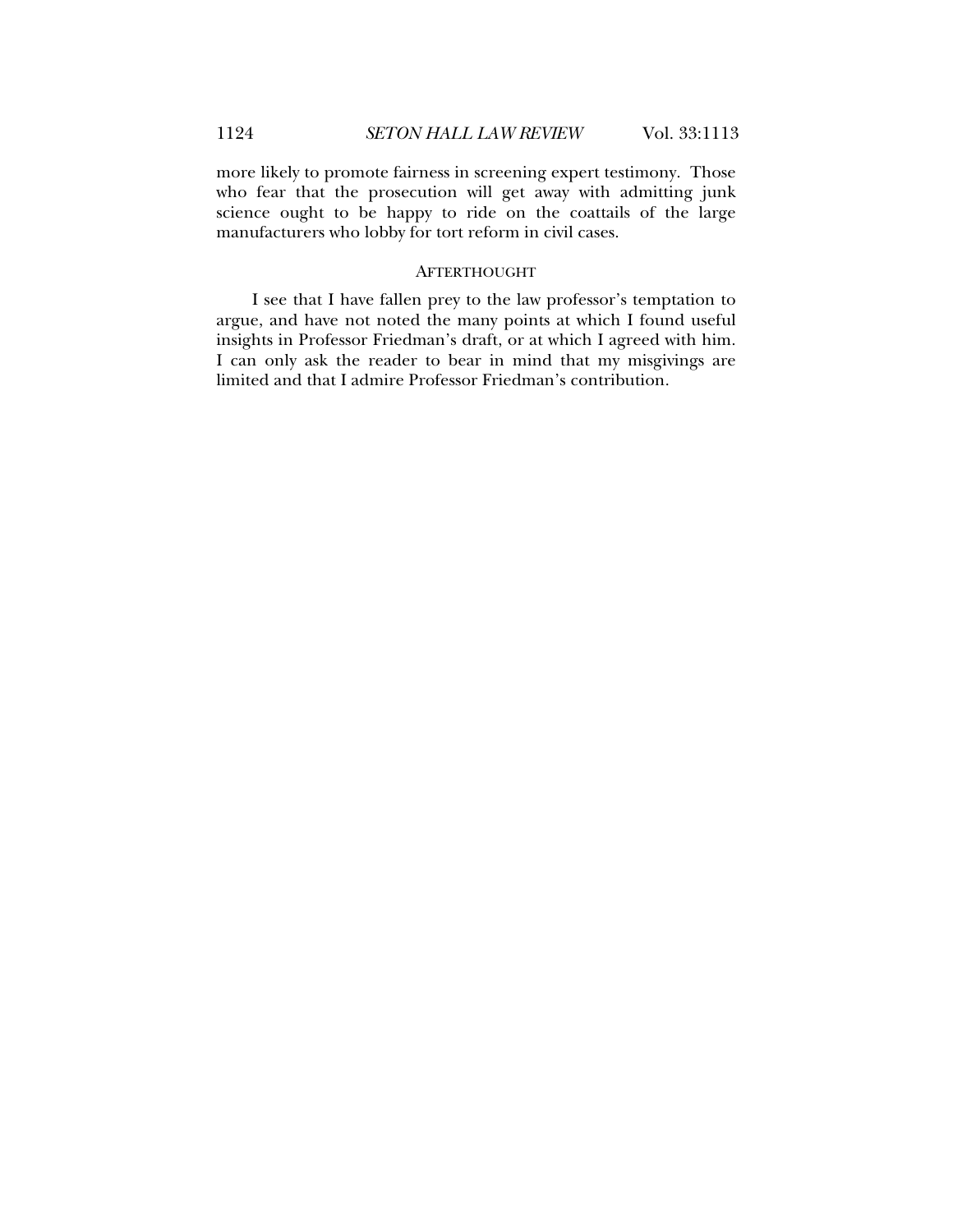more likely to promote fairness in screening expert testimony. Those who fear that the prosecution will get away with admitting junk science ought to be happy to ride on the coattails of the large manufacturers who lobby for tort reform in civil cases.

## AFTERTHOUGHT

I see that I have fallen prey to the law professor's temptation to argue, and have not noted the many points at which I found useful insights in Professor Friedman's draft, or at which I agreed with him. I can only ask the reader to bear in mind that my misgivings are limited and that I admire Professor Friedman's contribution.